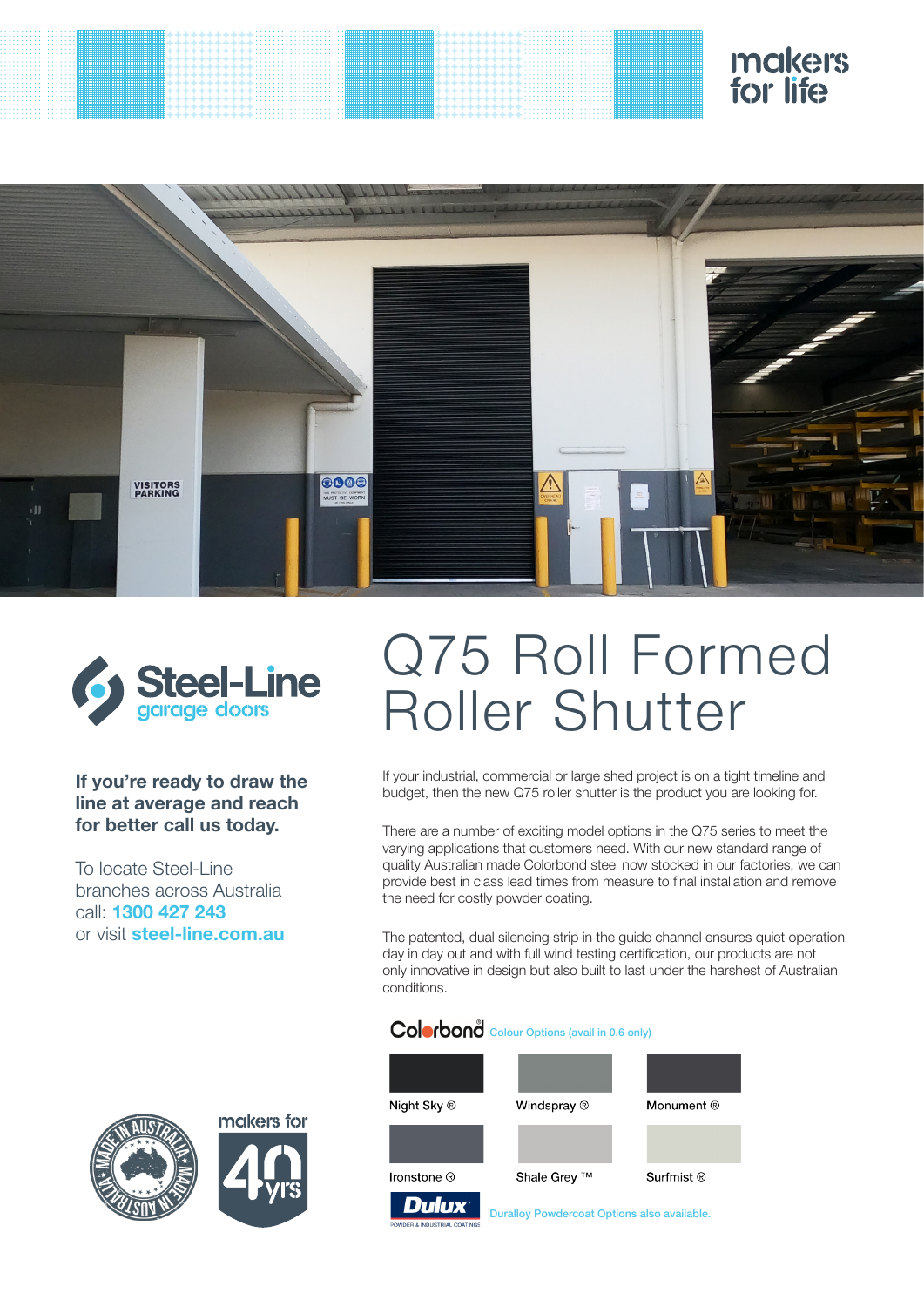makers for life

Steel-Line garage doors

# Q75 Roll Formed Roller Shutter

**If you're ready to draw the line at average and reach for better call us today.**

To locate Steel-Line branches across Australia call: **1300 427 243** or visit **steel-line.com.au**

If your industrial, commercial or large shed project is on a tight timeline and budget, then the new Q75 roller shutter is the product you are looking for.

There are a number of exciting model options in the Q75 series to meet the varying applications that customers need. With our new standard range of quality Australian made Colorbond steel now stocked in our factories, we can provide best in class lead times from measure to final installation and remove the need for costly powder coating.

The patented, dual silencing strip in the guide channel ensures quiet operation day in day out and with full wind testing certification, our products are not only innovative in design but also built to last under the harshest of Australian conditions.

Colorbond® Colour Options (avail in 0.6 only)

- Night Sky ®
- Windspray ®
- Monument ®
- Ironstone ®
- Shale Grey ™
- Surfmist ®

Dulux POWDER & INDUSTRIAL COATINGS — Duralloy Powdercoat Options also available.

MADE IN AUSTRALIA

makers for 40 yrs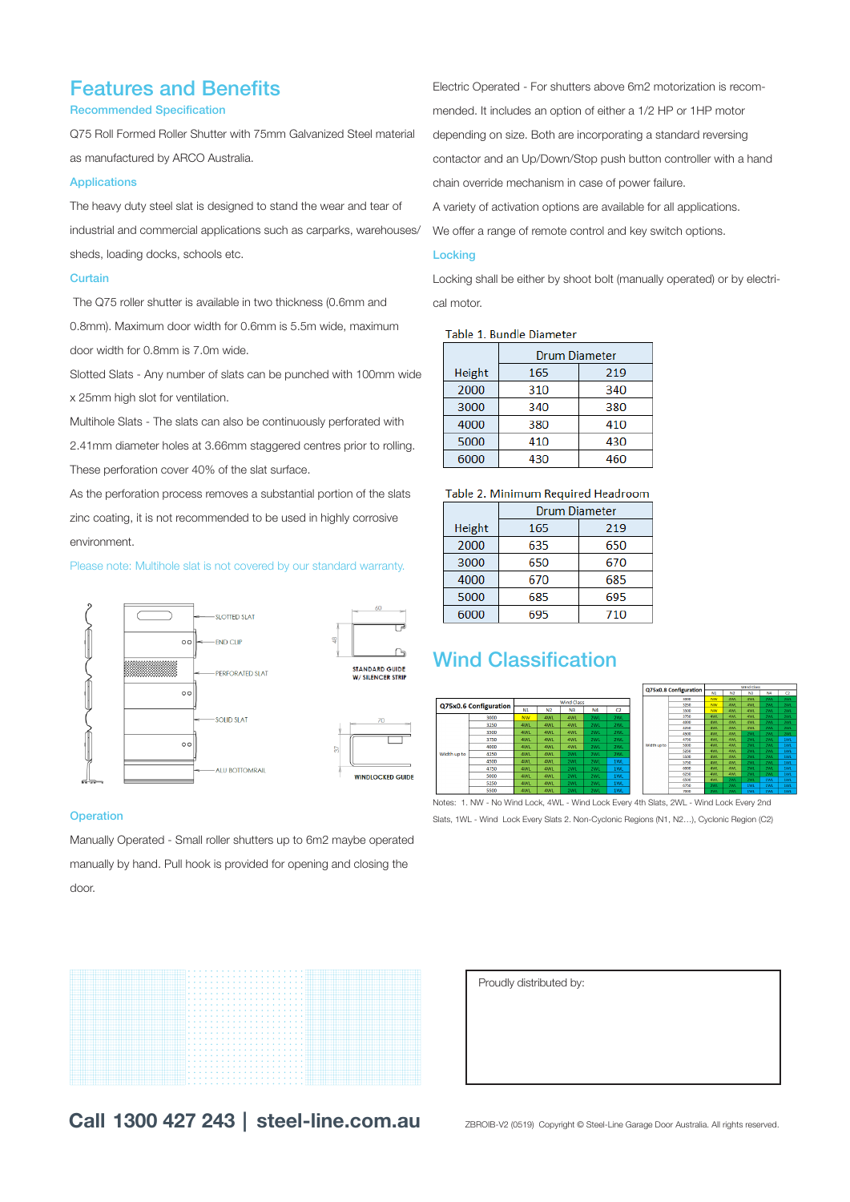# Features and Benefits

## Recommended Specification

Q75 Roll Formed Roller Shutter with 75mm Galvanized Steel material as manufactured by ARCO Australia.

## Applications

The heavy duty steel slat is designed to stand the wear and tear of industrial and commercial applications such as carparks, warehouses/ sheds, loading docks, schools etc.

## Curtain

The Q75 roller shutter is available in two thickness (0.6mm and 0.8mm). Maximum door width for 0.6mm is 5.5m wide, maximum door width for 0.8mm is 7.0m wide.

Slotted Slats - Any number of slats can be punched with 100mm wide x 25mm high slot for ventilation.

Multihole Slats - The slats can also be continuously perforated with 2.41mm diameter holes at 3.66mm staggered centres prior to rolling. These perforation cover 40% of the slat surface.

As the perforation process removes a substantial portion of the slats zinc coating, it is not recommended to be used in highly corrosive environment.

Please note: Multihole slat is not covered by our standard warranty.

SLOTTED SLAT
END CLIP
PERFORATED SLAT
SOLID SLAT
ALU BOTTOMRAIL

60
48
STANDARD GUIDE W/ SILENCER STRIP

70
37
WINDLOCKED GUIDE

## Operation

Manually Operated - Small roller shutters up to 6m2 maybe operated manually by hand. Pull hook is provided for opening and closing the door.

Electric Operated - For shutters above 6m2 motorization is recommended. It includes an option of either a 1/2 HP or 1HP motor depending on size. Both are incorporating a standard reversing contactor and an Up/Down/Stop push button controller with a hand chain override mechanism in case of power failure.

A variety of activation options are available for all applications. We offer a range of remote control and key switch options.

## Locking

Locking shall be either by shoot bolt (manually operated) or by electrical motor.

Table 1. Bundle Diameter

| Height | Drum Diameter 165 | Drum Diameter 219 |
|---|---|---|
| 2000 | 310 | 340 |
| 3000 | 340 | 380 |
| 4000 | 380 | 410 |
| 5000 | 410 | 430 |
| 6000 | 430 | 460 |

Table 2. Minimum Required Headroom

| Height | Drum Diameter 165 | Drum Diameter 219 |
|---|---|---|
| 2000 | 635 | 650 |
| 3000 | 650 | 670 |
| 4000 | 670 | 685 |
| 5000 | 685 | 695 |
| 6000 | 695 | 710 |

# Wind Classification

Q75x0.6 Configuration

| Width up to | N1 | N2 | N3 | N4 | C2 |
|---|---|---|---|---|---|
| 3000 | NW | 4WL | 4WL | 2WL | 2WL |
| 3250 | 4WL | 4WL | 4WL | 2WL | 2WL |
| 3500 | 4WL | 4WL | 4WL | 2WL | 2WL |
| 3750 | 4WL | 4WL | 4WL | 2WL | 2WL |
| 4000 | 4WL | 4WL | 4WL | 2WL | 2WL |
| 4250 | 4WL | 4WL | 2WL | 2WL | 2WL |
| 4500 | 4WL | 4WL | 2WL | 2WL | 1WL |
| 4750 | 4WL | 4WL | 2WL | 2WL | 1WL |
| 5000 | 4WL | 4WL | 2WL | 2WL | 1WL |
| 5250 | 4WL | 4WL | 2WL | 2WL | 1WL |
| 5500 | 4WL | 4WL | 1WL | 2WL | 1WL |

Q75x0.8 Configuration

| Width up to | N1 | N2 | N3 | N4 | C2 |
|---|---|---|---|---|---|
| 3000 | NW | 2WL | 4WL | 2WL | 2WL |
| 3250 | NW | 4WL | 4WL | 2WL | 2WL |
| 3500 | NW | 4WL | 4WL | 2WL | 2WL |
| 3750 | 4WL | 4WL | 4WL | 2WL | 2WL |
| 4000 | 4WL | 4WL | 4WL | 2WL | 2WL |
| 4250 | 4WL | 4WL | 4WL | 2WL | 2WL |
| 4500 | 4WL | 4WL | 2WL | 2WL | 2WL |
| 4750 | 4WL | 4WL | 2WL | 2WL | 1WL |
| 5000 | 4WL | 4WL | 2WL | 2WL | 1WL |
| 5250 | 4WL | 4WL | 2WL | 2WL | 1WL |
| 5500 | 4WL | 4WL | 2WL | 2WL | 1WL |
| 5750 | 4WL | 4WL | 2WL | 2WL | 1WL |
| 6000 | 4WL | 4WL | 2WL | 2WL | 1WL |
| 6250 | 4WL | 4WL | 2WL | 2WL | 1WL |
| 6500 | 4WL | 2WL | 2WL | 1WL | 1WL |
| 6750 | 2WL | 2WL | 1WL | 1WL | 1WL |
| 7000 | 2WL | 2WL | 1WL | 1WL | 1WL |

Notes: 1. NW - No Wind Lock, 4WL - Wind Lock Every 4th Slats, 2WL - Wind Lock Every 2nd Slats, 1WL - Wind Lock Every Slats 2. Non-Cyclonic Regions (N1, N2…), Cyclonic Region (C2)

Proudly distributed by:

**Call 1300 427 243 | steel-line.com.au**

ZBROIB-V2 (0519) Copyright © Steel-Line Garage Door Australia. All rights reserved.